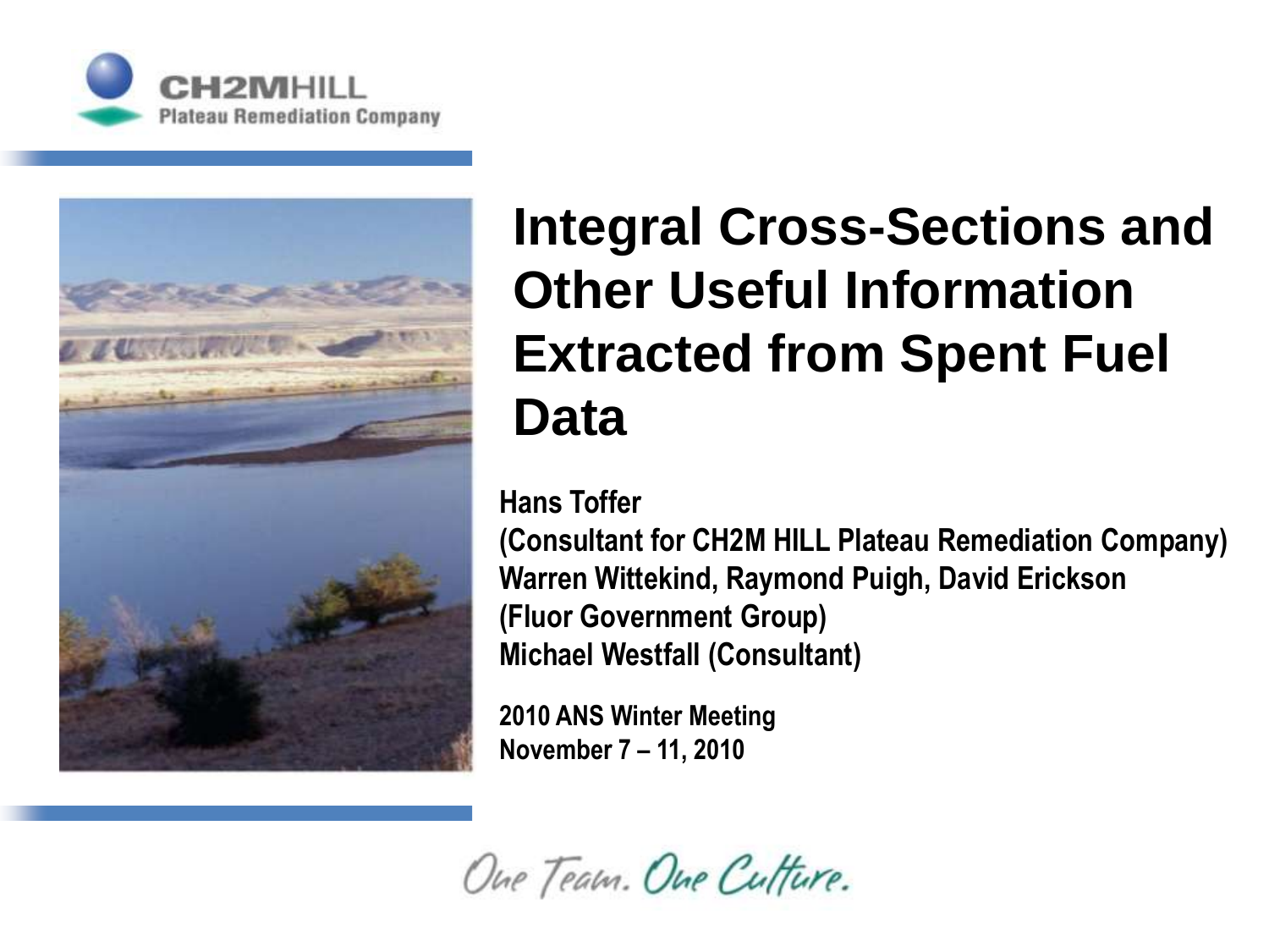CH2MHILL
Plateau Remediation Company

# Integral Cross-Sections and Other Useful Information Extracted from Spent Fuel Data

**Hans Toffer**
**(Consultant for CH2M HILL Plateau Remediation Company)**
**Warren Wittekind, Raymond Puigh, David Erickson**
**(Fluor Government Group)**
**Michael Westfall (Consultant)**

**2010 ANS Winter Meeting**
**November 7 – 11, 2010**

*One Team. One Culture.*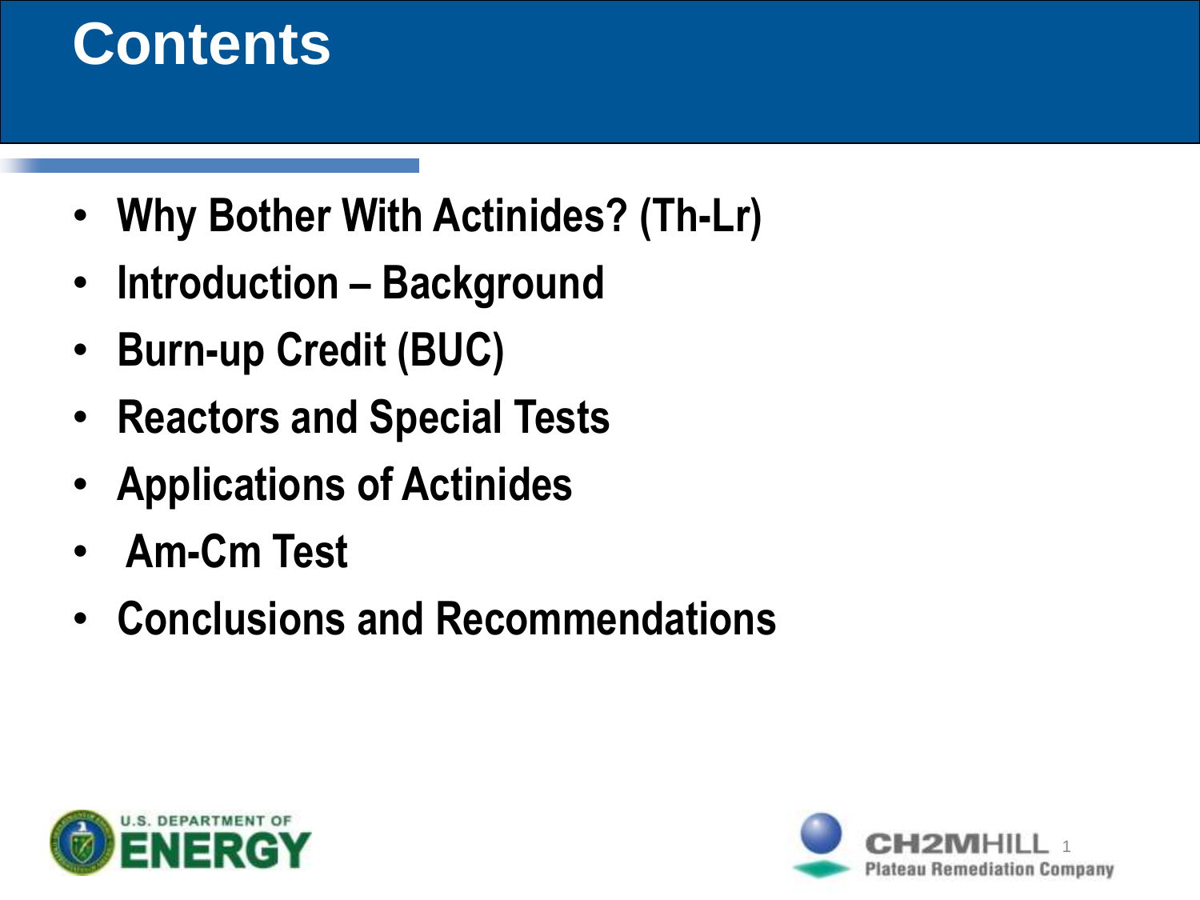# Contents

- Why Bother With Actinides? (Th-Lr)
- Introduction – Background
- Burn-up Credit (BUC)
- Reactors and Special Tests
- Applications of Actinides
- Am-Cm Test
- Conclusions and Recommendations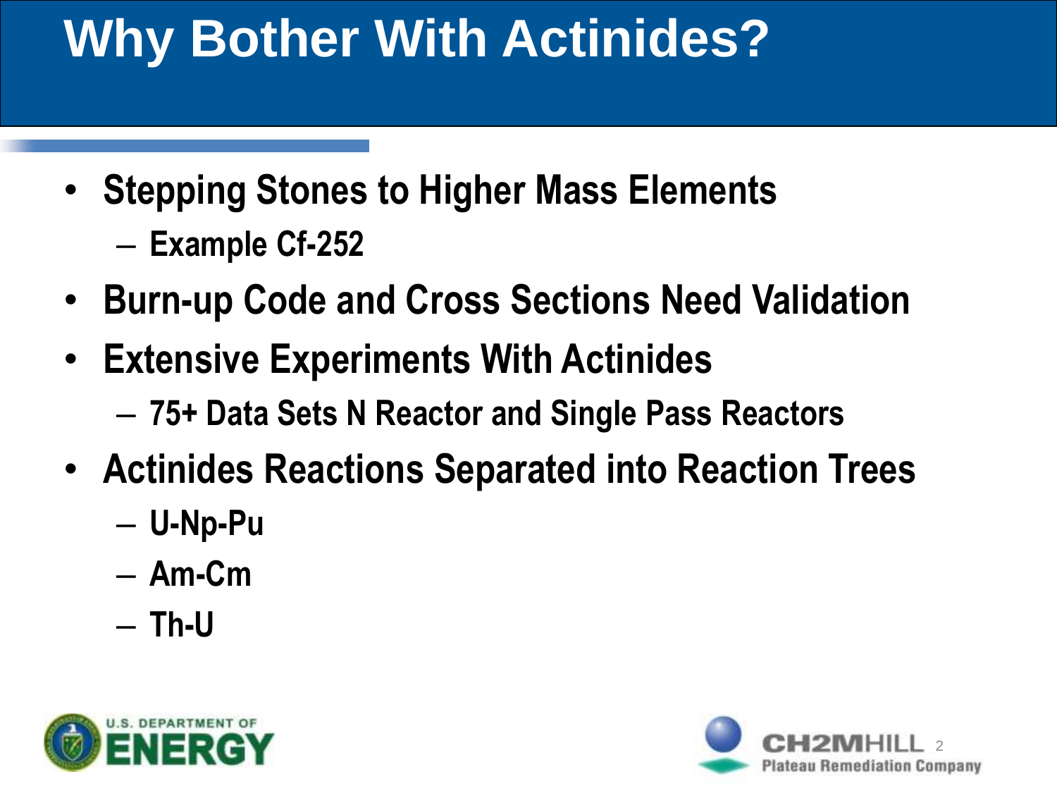# Why Bother With Actinides?

- Stepping Stones to Higher Mass Elements
  - Example Cf-252
- Burn-up Code and Cross Sections Need Validation
- Extensive Experiments With Actinides
  - 75+ Data Sets N Reactor and Single Pass Reactors
- Actinides Reactions Separated into Reaction Trees
  - U-Np-Pu
  - Am-Cm
  - Th-U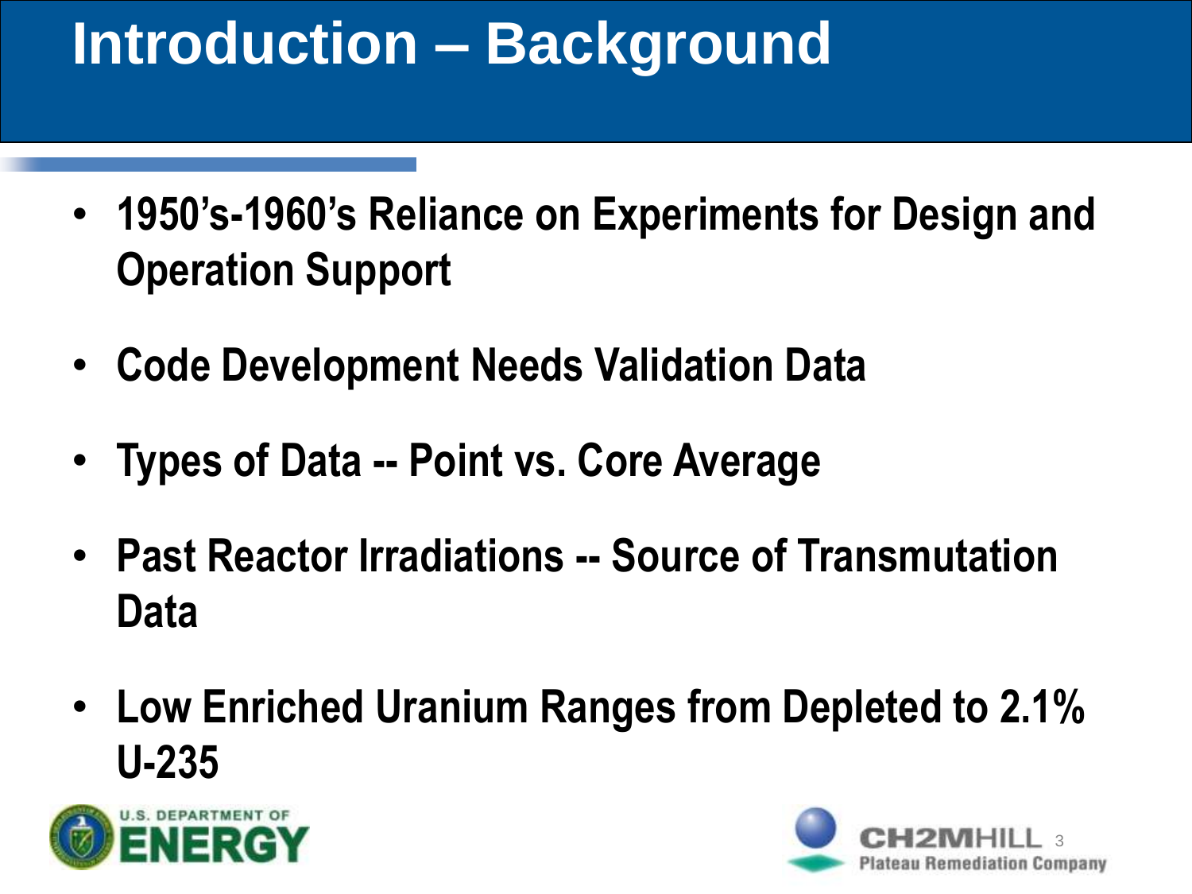# Introduction – Background

- **1950's-1960's Reliance on Experiments for Design and Operation Support**
- **Code Development Needs Validation Data**
- **Types of Data -- Point vs. Core Average**
- **Past Reactor Irradiations -- Source of Transmutation Data**
- **Low Enriched Uranium Ranges from Depleted to 2.1% U-235**

U.S. DEPARTMENT OF ENERGY

CH2MHILL Plateau Remediation Company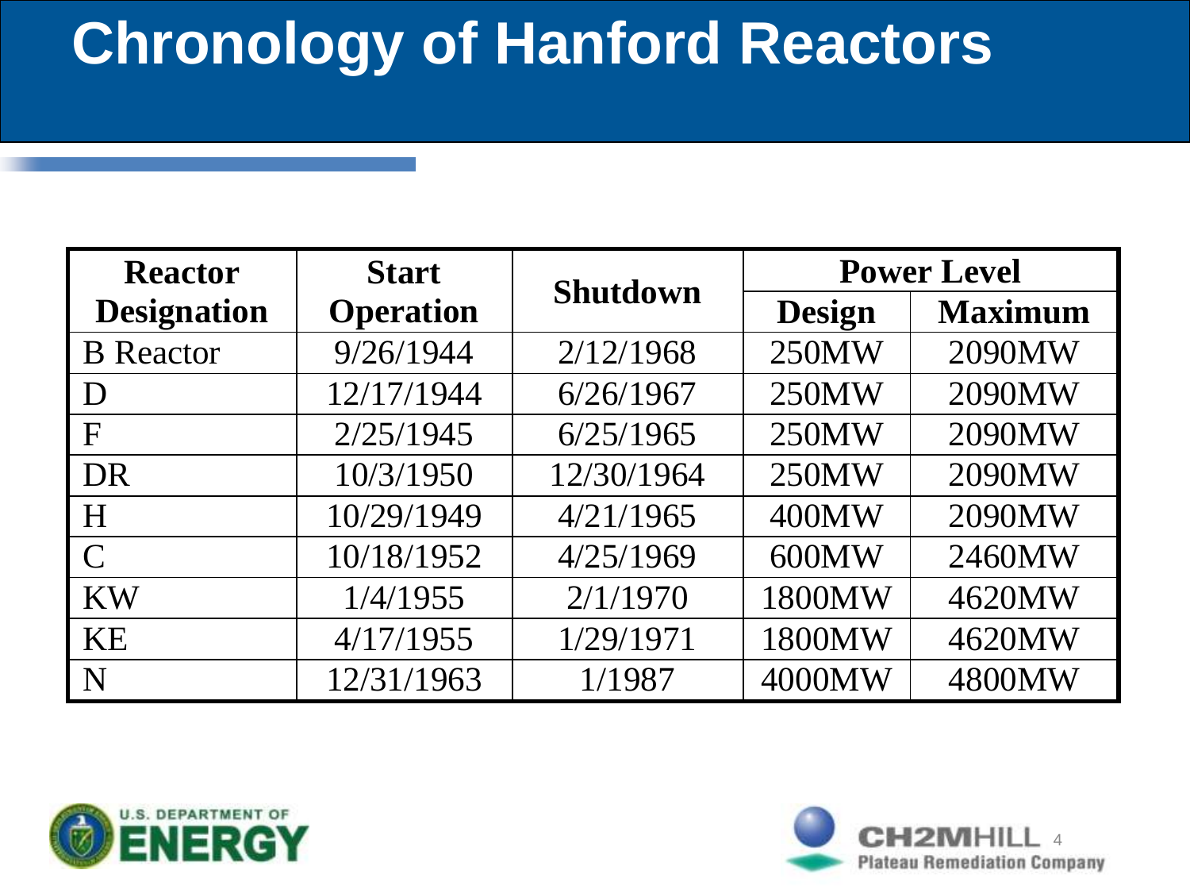# Chronology of Hanford Reactors

| Reactor Designation | Start Operation | Shutdown | Power Level | |
|---|---|---|---|---|
| | | | Design | Maximum |
| B Reactor | 9/26/1944 | 2/12/1968 | 250MW | 2090MW |
| D | 12/17/1944 | 6/26/1967 | 250MW | 2090MW |
| F | 2/25/1945 | 6/25/1965 | 250MW | 2090MW |
| DR | 10/3/1950 | 12/30/1964 | 250MW | 2090MW |
| H | 10/29/1949 | 4/21/1965 | 400MW | 2090MW |
| C | 10/18/1952 | 4/25/1969 | 600MW | 2460MW |
| KW | 1/4/1955 | 2/1/1970 | 1800MW | 4620MW |
| KE | 4/17/1955 | 1/29/1971 | 1800MW | 4620MW |
| N | 12/31/1963 | 1/1987 | 4000MW | 4800MW |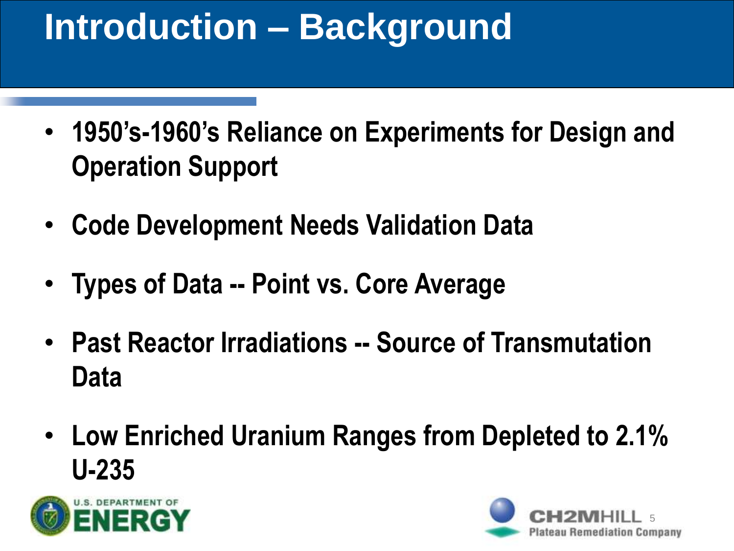# Introduction – Background

- **1950's-1960's Reliance on Experiments for Design and Operation Support**
- **Code Development Needs Validation Data**
- **Types of Data -- Point vs. Core Average**
- **Past Reactor Irradiations -- Source of Transmutation Data**
- **Low Enriched Uranium Ranges from Depleted to 2.1% U-235**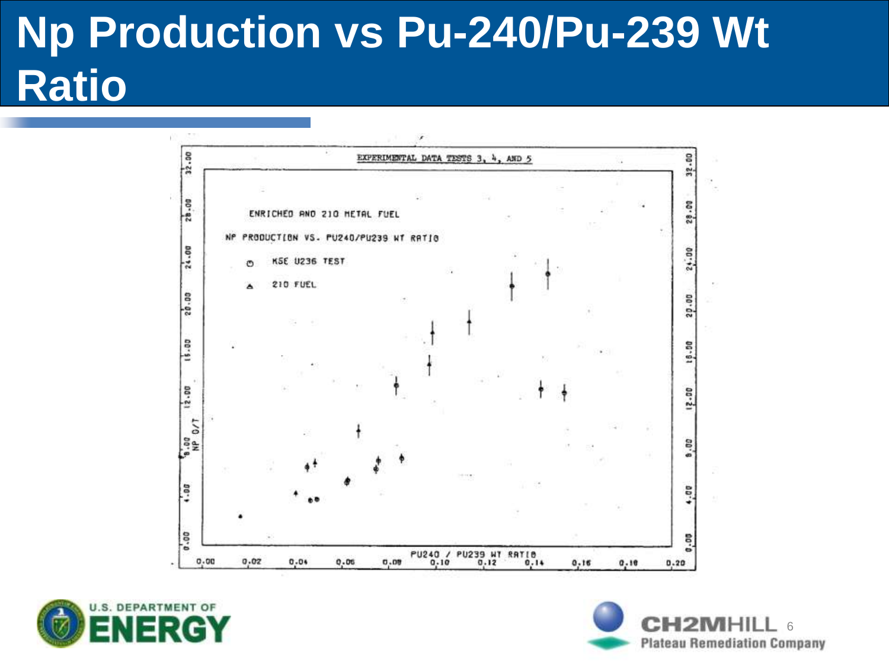# Np Production vs Pu-240/Pu-239 Wt Ratio

EXPERIMENTAL DATA TESTS 3, 4, AND 5

ENRICHED AND 210 METAL FUEL

NP PRODUCTION VS. PU240/PU239 WT RATIO

○ KSE U236 TEST

△ 210 FUEL

NP O/T

PU240 / PU239 WT RATIO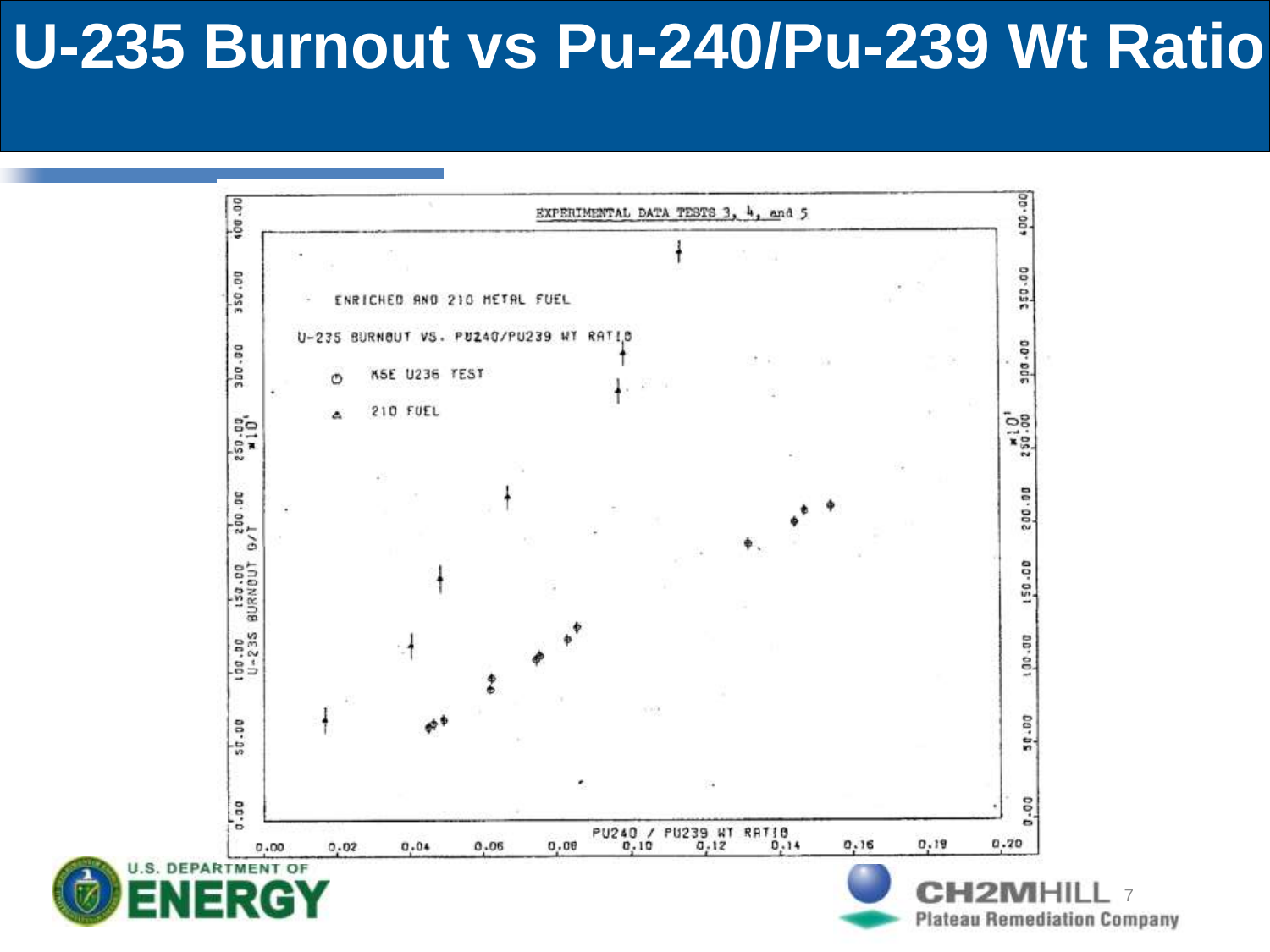# U-235 Burnout vs Pu-240/Pu-239 Wt Ratio

EXPERIMENTAL DATA TESTS 3, 4, and 5

ENRICHED AND 210 METAL FUEL

U-235 BURNOUT VS. PU240/PU239 WT RATIO

- ⊕ KSE U236 TEST
- ▲ 210 FUEL

Y-axis: U-235 BURNOUT G/T ($\times 10^1$) — 0.00, 50.00, 100.00, 150.00, 200.00, 250.00, 300.00, 350.00, 400.00

X-axis: PU240 / PU239 WT RATIO — 0.00, 0.02, 0.04, 0.06, 0.08, 0.10, 0.12, 0.14, 0.16, 0.18, 0.20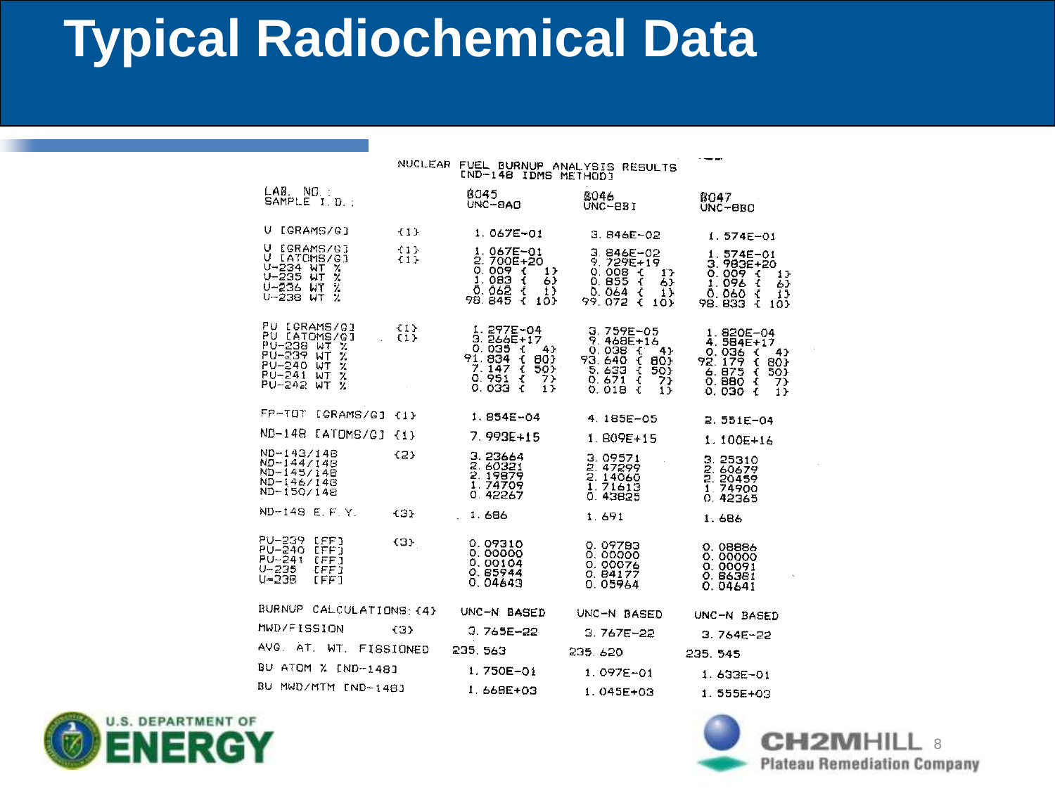# Typical Radiochemical Data

NUCLEAR FUEL BURNUP ANALYSIS RESULTS
[ND-148 IDMS METHOD]

| LAB. NO.: <br> SAMPLE I.D.: | | 8045 <br> UNC-8A0 | 8046 <br> UNC-8BI | 8047 <br> UNC-8B0 |
|---|---|---|---|---|
| U [GRAMS/G] | (1) | 1.067E-01 | 3.846E-02 | 1.574E-01 |
| U [GRAMS/G] | (1) | 1.067E-01 | 3.846E-02 | 1.574E-01 |
| U [ATOMS/G] | (1) | 2.700E+20 | 9.729E+19 | 3.983E+20 |
| U-234 WT % | | 0.009 ( 1) | 0.008 ( 1) | 0.009 ( 1) |
| U-235 WT % | | 1.083 ( 6) | 0.855 ( 6) | 1.096 ( 6) |
| U-236 WT % | | 0.062 ( 1) | 0.064 ( 1) | 0.060 ( 1) |
| U-238 WT % | | 98.845 ( 10) | 99.072 ( 10) | 98.833 ( 10) |
| PU [GRAMS/G] | (1) | 1.297E-04 | 3.759E-05 | 1.820E-04 |
| PU [ATOMS/G] | (1) | 3.266E+17 | 9.468E+16 | 4.584E+17 |
| PU-238 WT % | | 0.035 ( 4) | 0.038 ( 4) | 0.036 ( 4) |
| PU-239 WT % | | 91.834 ( 80) | 93.640 ( 80) | 92.179 ( 80) |
| PU-240 WT % | | 7.147 ( 50) | 5.633 ( 50) | 6.875 ( 50) |
| PU-241 WT % | | 0.951 ( 7) | 0.671 ( 7) | 0.880 ( 7) |
| PU-242 WT % | | 0.033 ( 1) | 0.018 ( 1) | 0.030 ( 1) |
| FP-TOT [GRAMS/G] | (1) | 1.854E-04 | 4.185E-05 | 2.551E-04 |
| ND-148 [ATOMS/G] | (1) | 7.993E+15 | 1.809E+15 | 1.100E+16 |
| ND-143/148 | (2) | 3.23664 | 3.09571 | 3.25310 |
| ND-144/148 | | 2.60321 | 2.47299 | 2.60679 |
| ND-145/148 | | 2.19879 | 2.14060 | 2.20459 |
| ND-146/148 | | 1.74709 | 1.71613 | 1.74900 |
| ND-150/148 | | 0.42267 | 0.43825 | 0.42365 |
| ND-148 E.F.Y. | (3) | 1.686 | 1.691 | 1.686 |
| PU-239 [FF] | (3) | 0.09310 | 0.09783 | 0.08886 |
| PU-240 [FF] | | 0.00000 | 0.00000 | 0.00000 |
| PU-241 [FF] | | 0.00104 | 0.00076 | 0.00091 |
| U-235 [FF] | | 0.85944 | 0.84177 | 0.86381 |
| U-238 [FF] | | 0.04643 | 0.05964 | 0.04641 |
| BURNUP CALCULATIONS: (4) | | UNC-N BASED | UNC-N BASED | UNC-N BASED |
| MWD/FISSION | (3) | 3.765E-22 | 3.767E-22 | 3.764E-22 |
| AVG. AT. WT. FISSIONED | | 235.563 | 235.620 | 235.545 |
| BU ATOM % [ND-148] | | 1.750E-01 | 1.097E-01 | 1.633E-01 |
| BU MWD/MTM [ND-148] | | 1.668E+03 | 1.045E+03 | 1.555E+03 |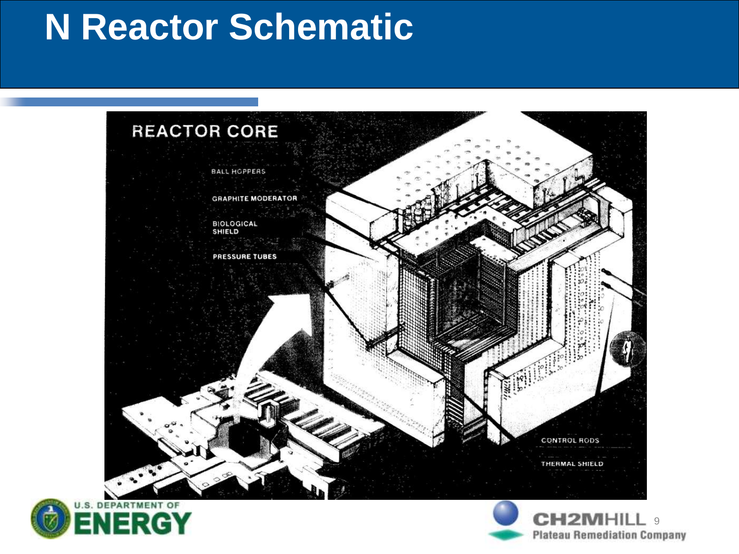# N Reactor Schematic

REACTOR CORE

BALL HOPPERS

GRAPHITE MODERATOR

BIOLOGICAL SHIELD

PRESSURE TUBES

CONTROL RODS

THERMAL SHIELD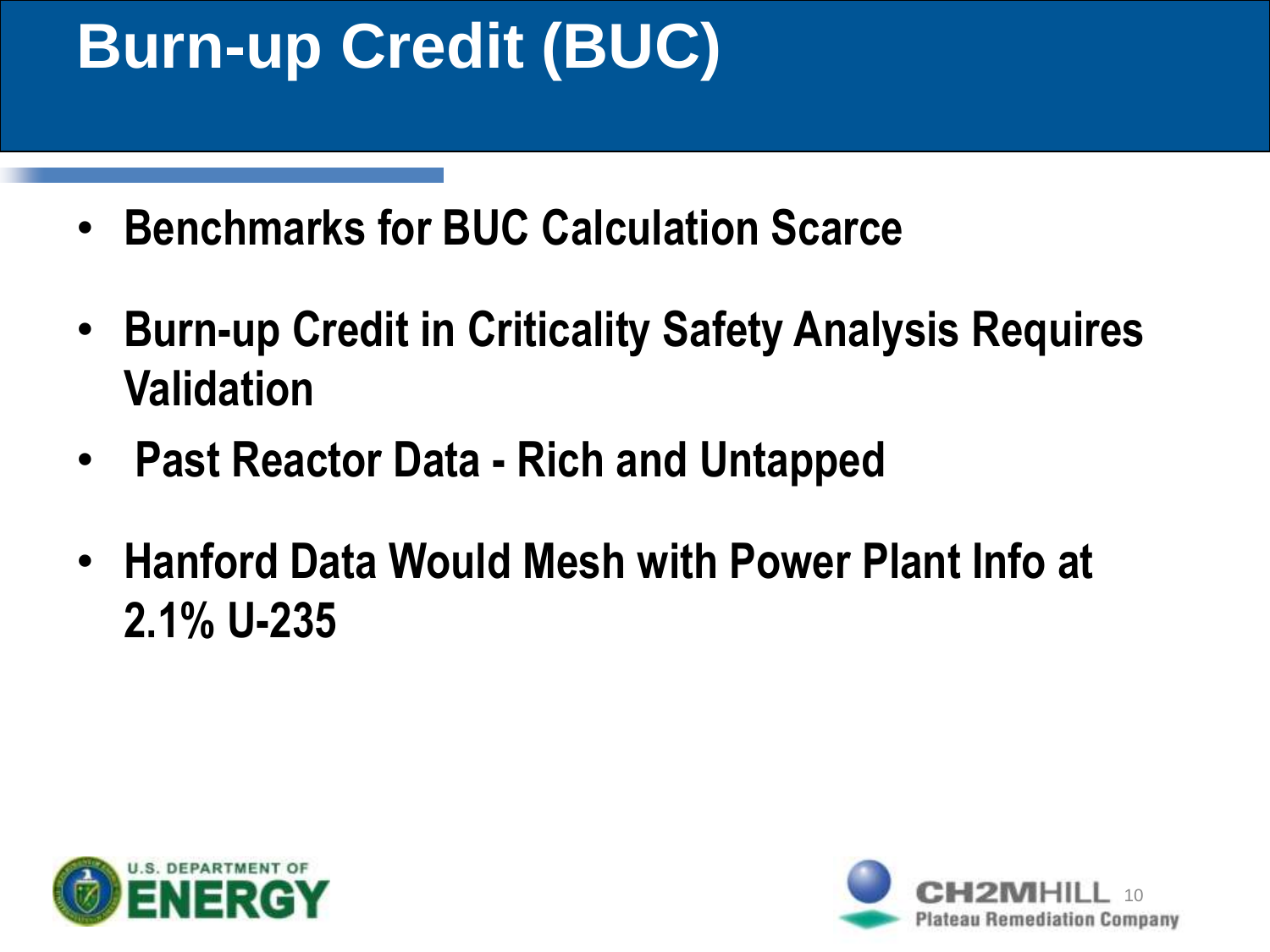# Burn-up Credit (BUC)

- **Benchmarks for BUC Calculation Scarce**
- **Burn-up Credit in Criticality Safety Analysis Requires Validation**
- **Past Reactor Data - Rich and Untapped**
- **Hanford Data Would Mesh with Power Plant Info at 2.1% U-235**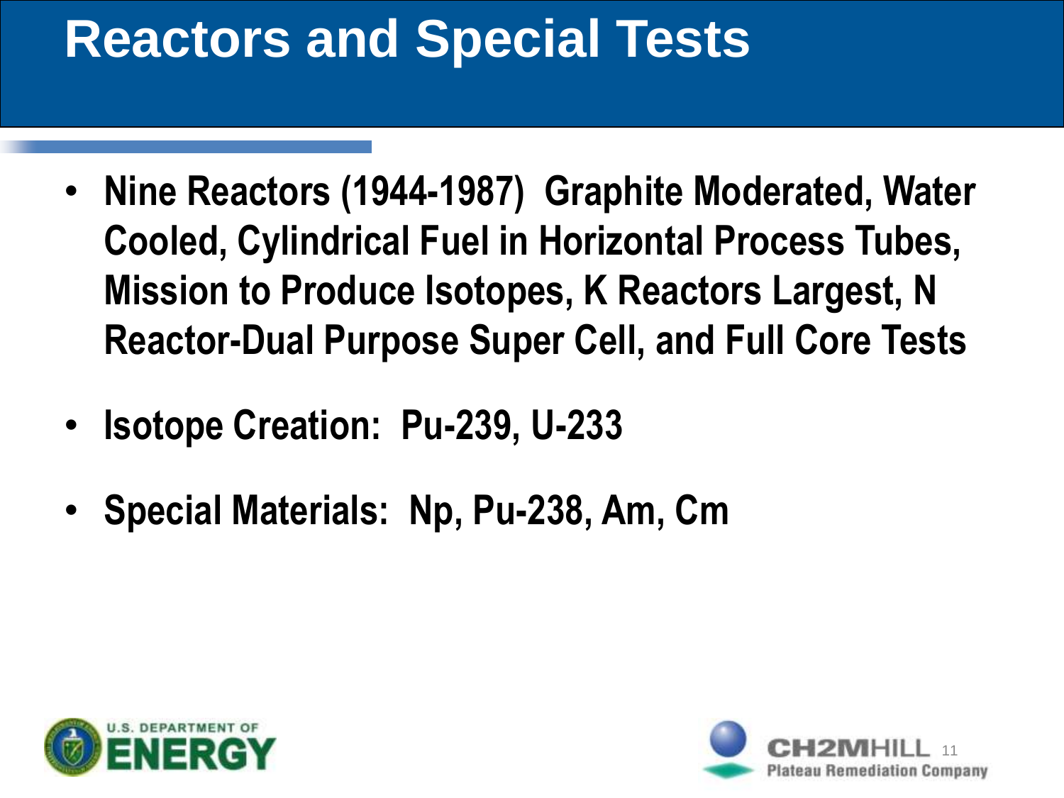# Reactors and Special Tests

- **Nine Reactors (1944-1987) Graphite Moderated, Water Cooled, Cylindrical Fuel in Horizontal Process Tubes, Mission to Produce Isotopes, K Reactors Largest, N Reactor-Dual Purpose Super Cell, and Full Core Tests**
- **Isotope Creation: Pu-239, U-233**
- **Special Materials: Np, Pu-238, Am, Cm**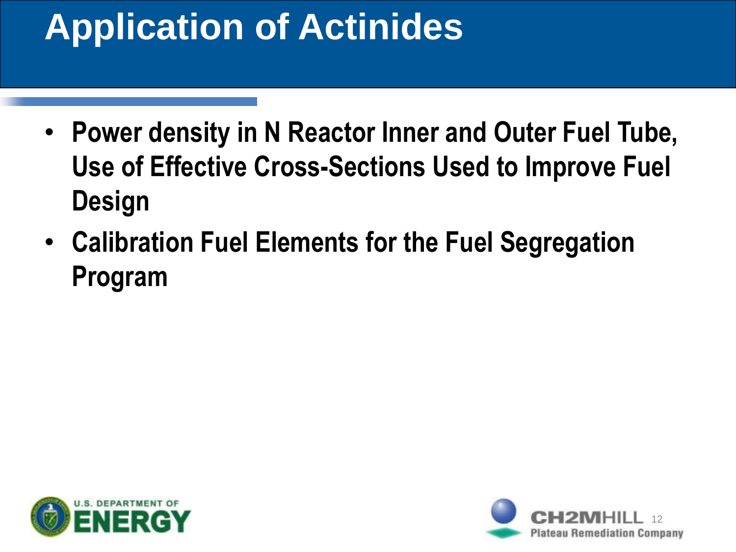# Application of Actinides

- **Power density in N Reactor Inner and Outer Fuel Tube, Use of Effective Cross-Sections Used to Improve Fuel Design**
- **Calibration Fuel Elements for the Fuel Segregation Program**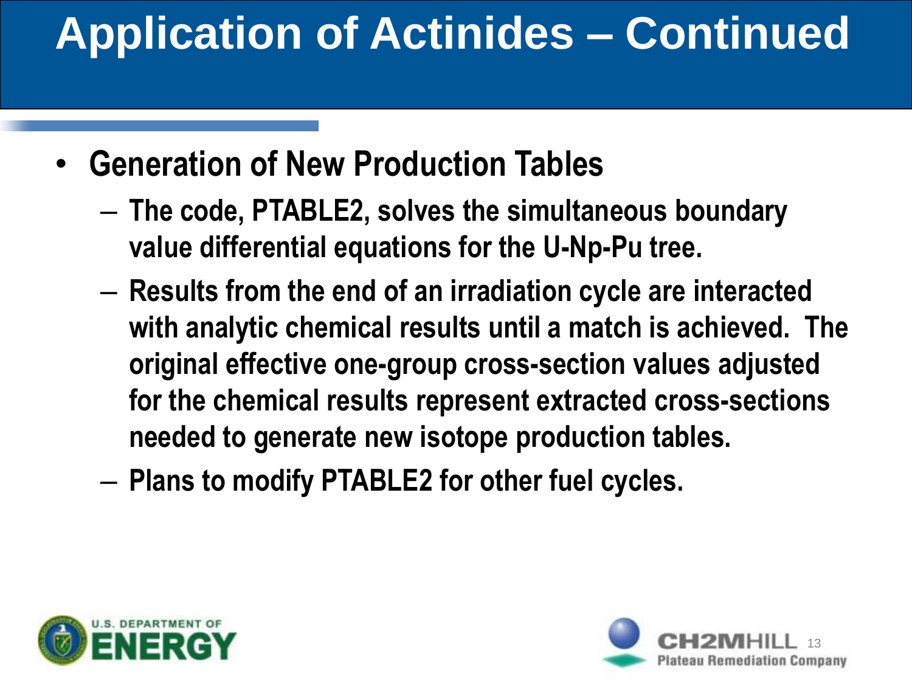# Application of Actinides – Continued

- **Generation of New Production Tables**
  - **The code, PTABLE2, solves the simultaneous boundary value differential equations for the U-Np-Pu tree.**
  - **Results from the end of an irradiation cycle are interacted with analytic chemical results until a match is achieved. The original effective one-group cross-section values adjusted for the chemical results represent extracted cross-sections needed to generate new isotope production tables.**
  - **Plans to modify PTABLE2 for other fuel cycles.**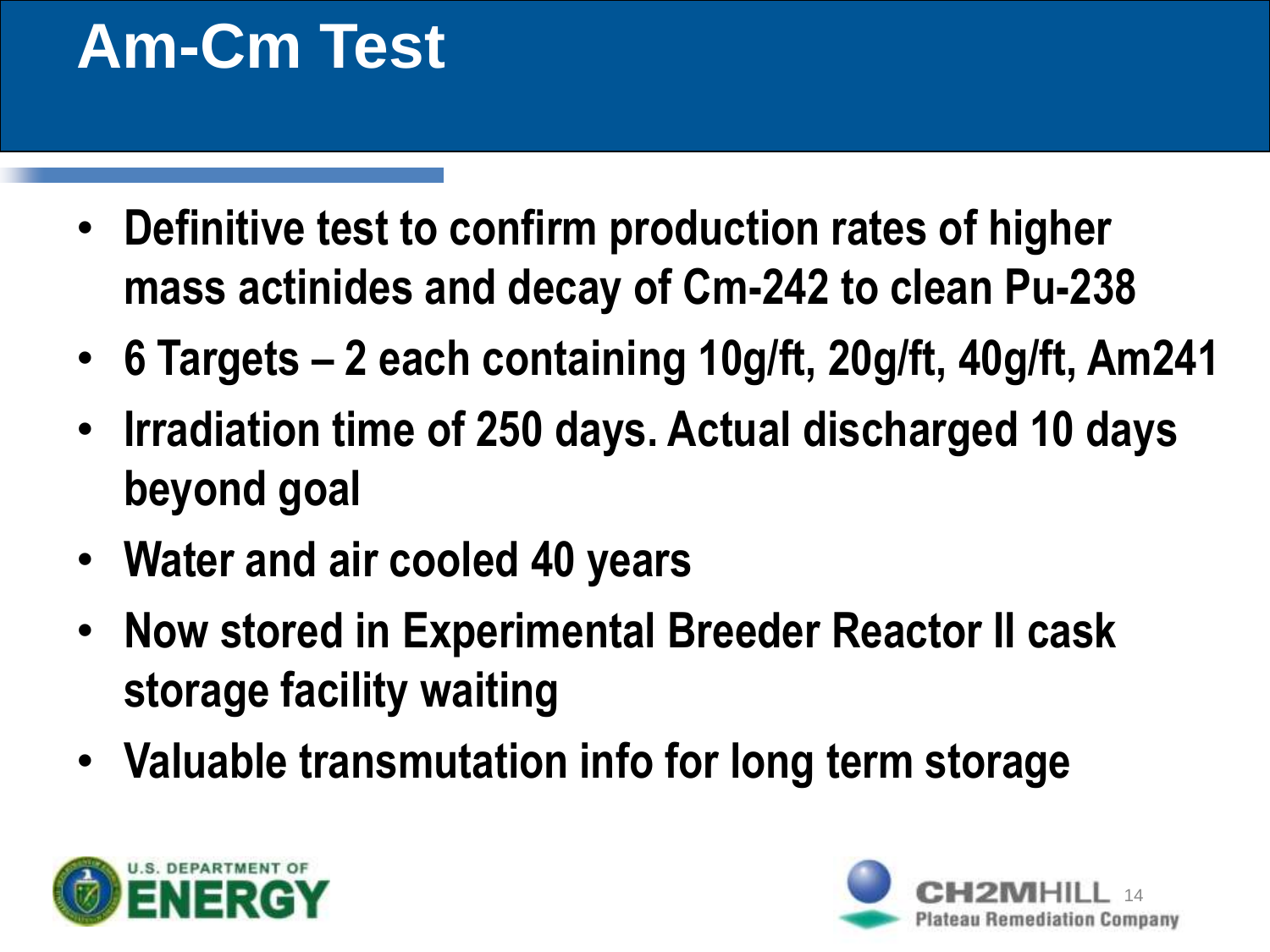# Am-Cm Test

- Definitive test to confirm production rates of higher mass actinides and decay of Cm-242 to clean Pu-238
- 6 Targets – 2 each containing 10g/ft, 20g/ft, 40g/ft, Am241
- Irradiation time of 250 days. Actual discharged 10 days beyond goal
- Water and air cooled 40 years
- Now stored in Experimental Breeder Reactor II cask storage facility waiting
- Valuable transmutation info for long term storage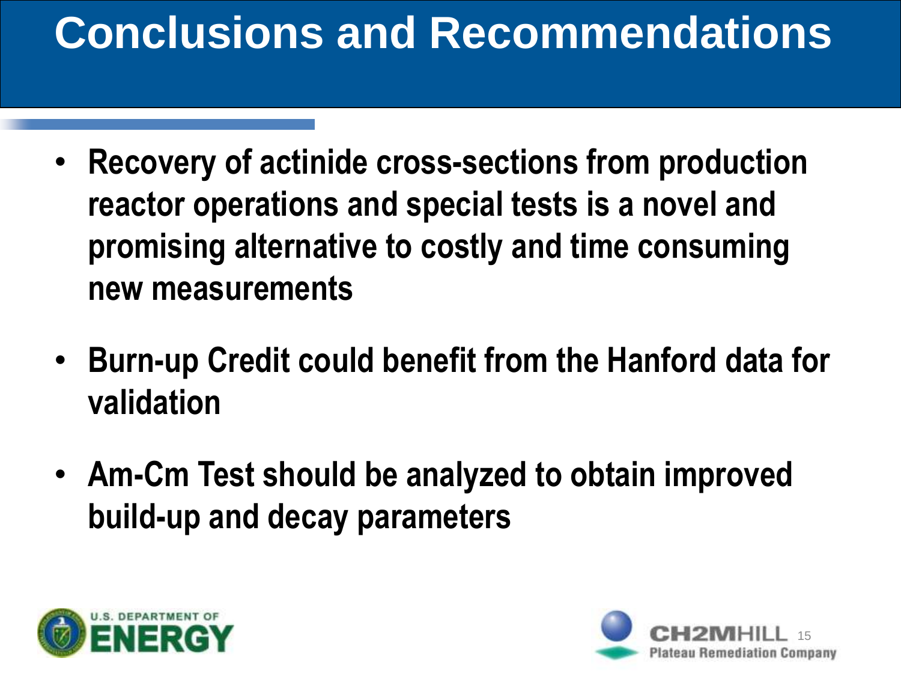# Conclusions and Recommendations

- **Recovery of actinide cross-sections from production reactor operations and special tests is a novel and promising alternative to costly and time consuming new measurements**

- **Burn-up Credit could benefit from the Hanford data for validation**

- **Am-Cm Test should be analyzed to obtain improved build-up and decay parameters**

U.S. DEPARTMENT OF ENERGY

CH2MHILL Plateau Remediation Company